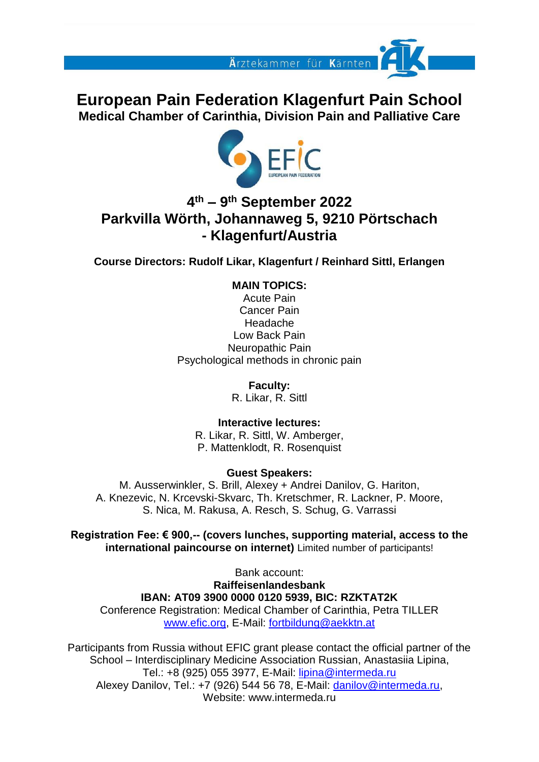Ärztekammer für Kärnten

# European Pain Federation Klagenfurt Pain School

## Medical Chamber of Carinthia, Division Pain and Palliative Care

EFIC
EUROPEAN PAIN FEDERATION

## 4th – 9th September 2022
## Parkvilla Wörth, Johannaweg 5, 9210 Pörtschach - Klagenfurt/Austria

**Course Directors: Rudolf Likar, Klagenfurt / Reinhard Sittl, Erlangen**

**MAIN TOPICS:**
Acute Pain
Cancer Pain
Headache
Low Back Pain
Neuropathic Pain
Psychological methods in chronic pain

**Faculty:**
R. Likar, R. Sittl

**Interactive lectures:**
R. Likar, R. Sittl, W. Amberger,
P. Mattenklodt, R. Rosenquist

**Guest Speakers:**
M. Ausserwinkler, S. Brill, Alexey + Andrei Danilov, G. Hariton,
A. Knezevic, N. Krcevski-Skvarc, Th. Kretschmer, R. Lackner, P. Moore,
S. Nica, M. Rakusa, A. Resch, S. Schug, G. Varrassi

**Registration Fee: € 900,-- (covers lunches, supporting material, access to the international paincourse on internet)** Limited number of participants!

Bank account:
**Raiffeisenlandesbank**
**IBAN: AT09 3900 0000 0120 5939, BIC: RZKTAT2K**
Conference Registration: Medical Chamber of Carinthia, Petra TILLER
www.efic.org, E-Mail: fortbildung@aekktn.at

Participants from Russia without EFIC grant please contact the official partner of the School – Interdisciplinary Medicine Association Russian, Anastasiia Lipina, Tel.: +8 (925) 055 3977, E-Mail: lipina@intermeda.ru
Alexey Danilov, Tel.: +7 (926) 544 56 78, E-Mail: danilov@intermeda.ru,
Website: www.intermeda.ru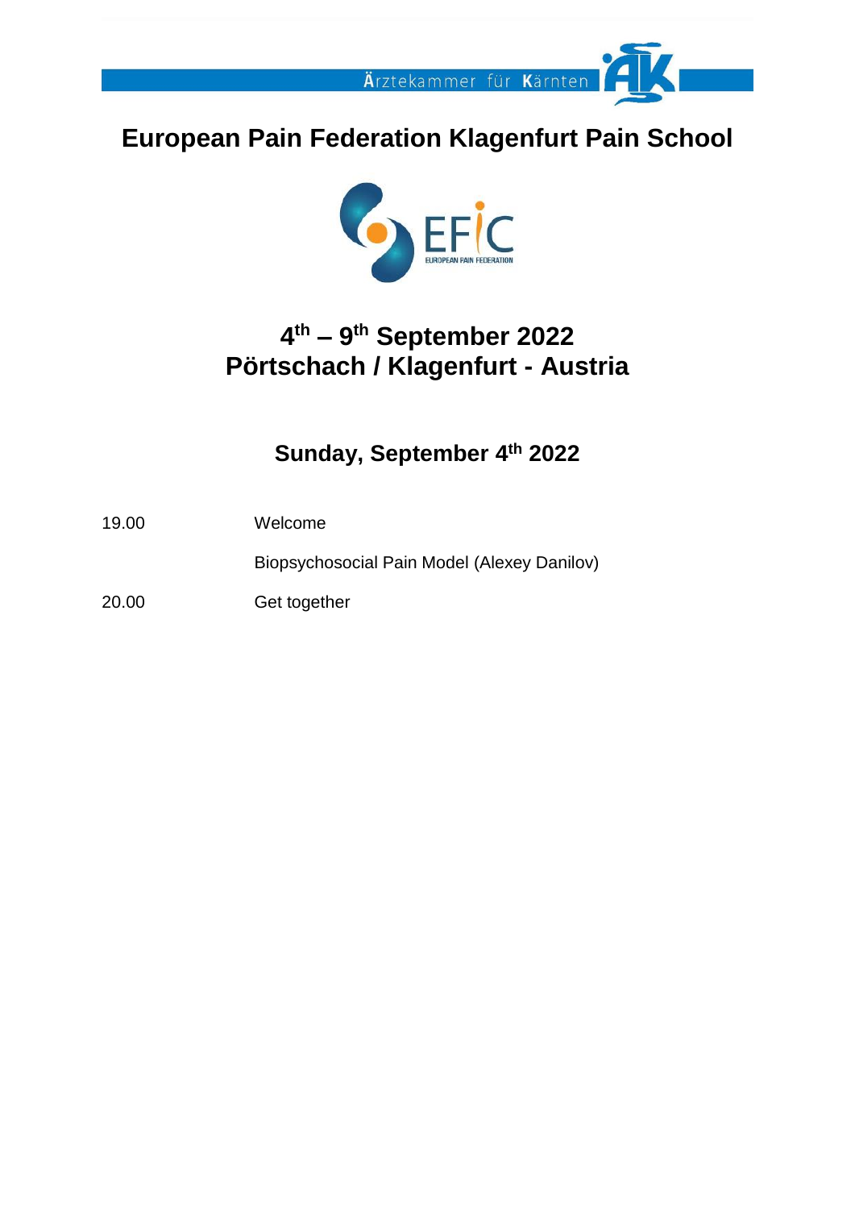Ärztekammer für Kärnten

# European Pain Federation Klagenfurt Pain School

EFIC
EUROPEAN PAIN FEDERATION

## 4th – 9th September 2022
## Pörtschach / Klagenfurt - Austria

### Sunday, September 4th 2022

| | |
|---|---|
| 19.00 | Welcome |
| | Biopsychosocial Pain Model (Alexey Danilov) |
| 20.00 | Get together |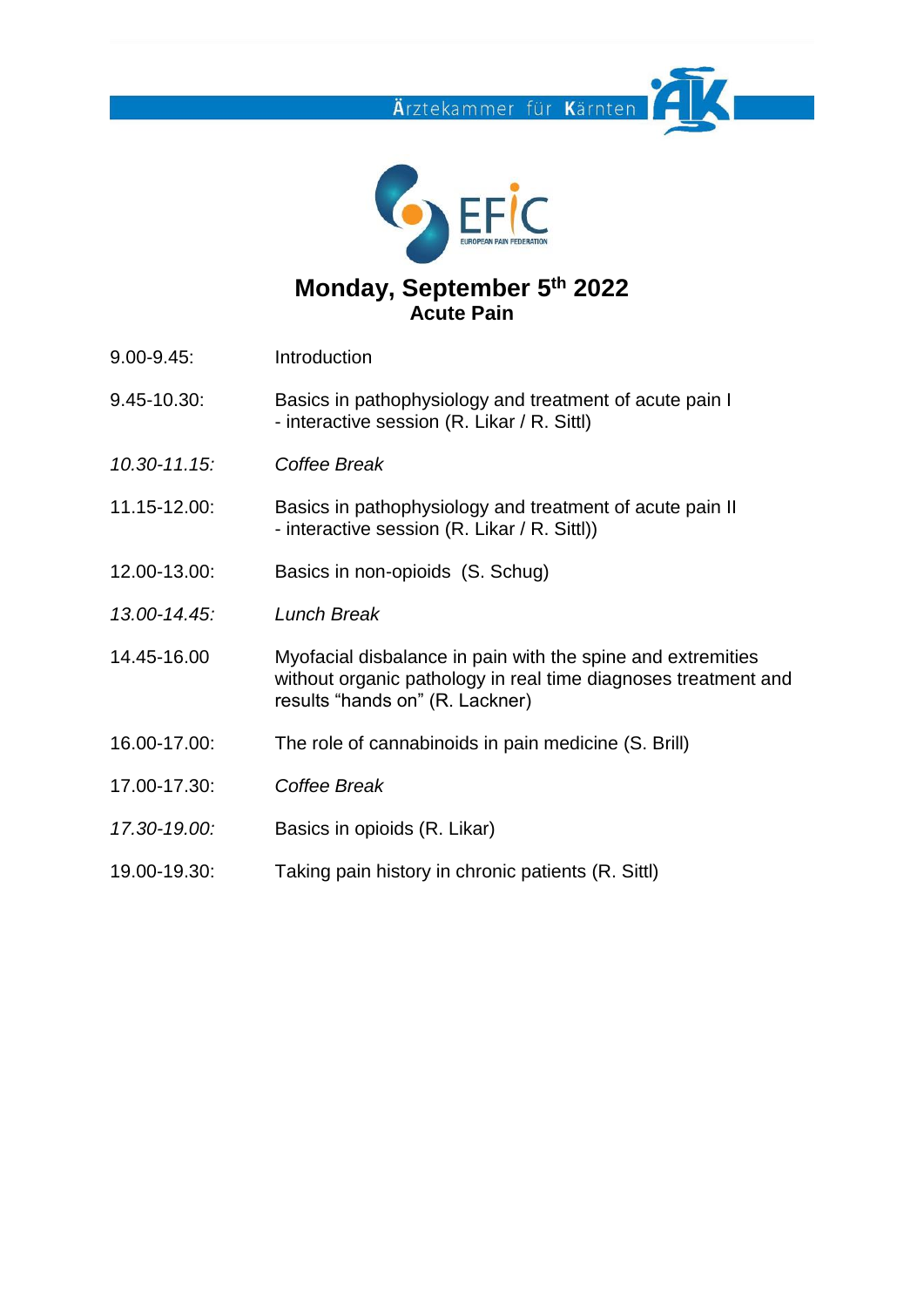Ärztekammer für Kärnten

EFIC EUROPEAN PAIN FEDERATION

# Monday, September 5th 2022
## Acute Pain

| | |
|---|---|
| 9.00-9.45: | Introduction |
| 9.45-10.30: | Basics in pathophysiology and treatment of acute pain I - interactive session (R. Likar / R. Sittl) |
| *10.30-11.15:* | *Coffee Break* |
| 11.15-12.00: | Basics in pathophysiology and treatment of acute pain II - interactive session (R. Likar / R. Sittl)) |
| 12.00-13.00: | Basics in non-opioids (S. Schug) |
| *13.00-14.45:* | *Lunch Break* |
| 14.45-16.00 | Myofacial disbalance in pain with the spine and extremities without organic pathology in real time diagnoses treatment and results "hands on" (R. Lackner) |
| 16.00-17.00: | The role of cannabinoids in pain medicine (S. Brill) |
| 17.00-17.30: | *Coffee Break* |
| *17.30-19.00:* | Basics in opioids (R. Likar) |
| 19.00-19.30: | Taking pain history in chronic patients (R. Sittl) |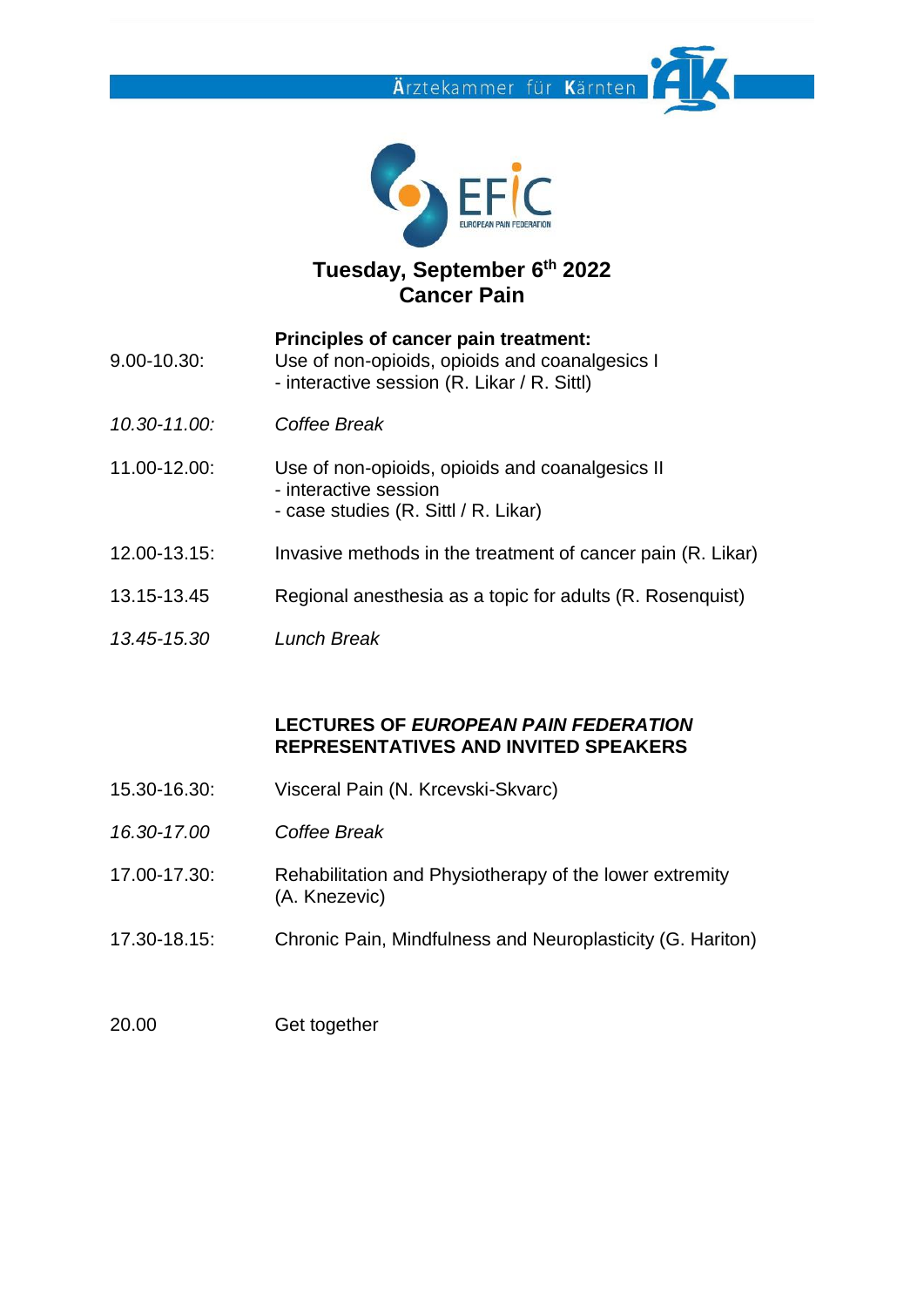# Tuesday, September 6th 2022
## Cancer Pain

| | |
|---|---|
| 9.00-10.30: | **Principles of cancer pain treatment:**<br>Use of non-opioids, opioids and coanalgesics I<br>- interactive session (R. Likar / R. Sittl) |
| *10.30-11.00:* | *Coffee Break* |
| 11.00-12.00: | Use of non-opioids, opioids and coanalgesics II<br>- interactive session<br>- case studies (R. Sittl / R. Likar) |
| 12.00-13.15: | Invasive methods in the treatment of cancer pain (R. Likar) |
| 13.15-13.45 | Regional anesthesia as a topic for adults (R. Rosenquist) |
| *13.45-15.30* | *Lunch Break* |

**LECTURES OF *EUROPEAN PAIN FEDERATION* REPRESENTATIVES AND INVITED SPEAKERS**

| | |
|---|---|
| 15.30-16.30: | Visceral Pain (N. Krcevski-Skvarc) |
| *16.30-17.00* | *Coffee Break* |
| 17.00-17.30: | Rehabilitation and Physiotherapy of the lower extremity (A. Knezevic) |
| 17.30-18.15: | Chronic Pain, Mindfulness and Neuroplasticity (G. Hariton) |
| 20.00 | Get together |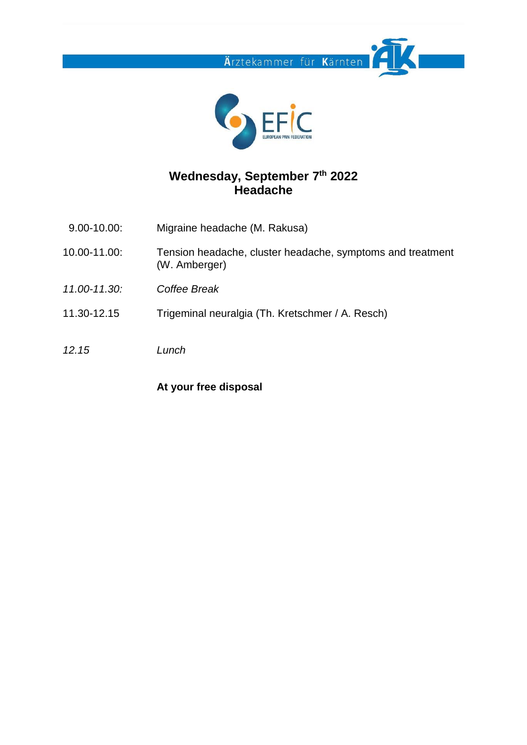## Wednesday, September 7th 2022
## Headache

| | |
|---|---|
| 9.00-10.00: | Migraine headache (M. Rakusa) |
| 10.00-11.00: | Tension headache, cluster headache, symptoms and treatment (W. Amberger) |
| *11.00-11.30:* | *Coffee Break* |
| 11.30-12.15 | Trigeminal neuralgia (Th. Kretschmer / A. Resch) |
| *12.15* | *Lunch* |

**At your free disposal**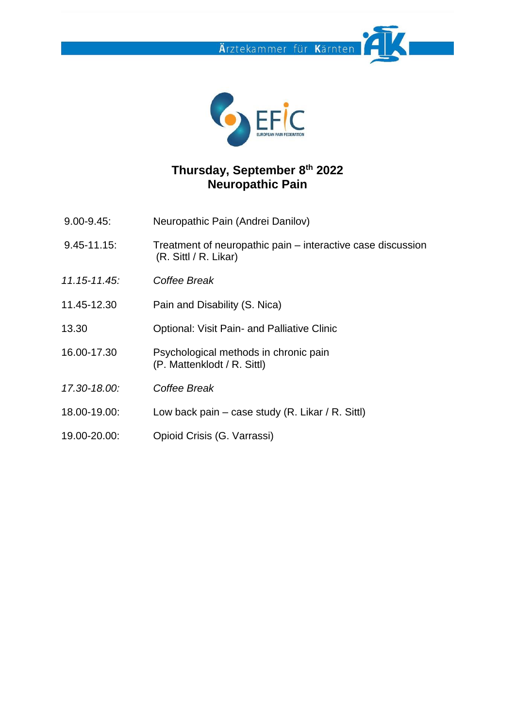# Thursday, September 8th 2022
## Neuropathic Pain

| | |
|---|---|
| 9.00-9.45: | Neuropathic Pain (Andrei Danilov) |
| 9.45-11.15: | Treatment of neuropathic pain – interactive case discussion (R. Sittl / R. Likar) |
| *11.15-11.45:* | *Coffee Break* |
| 11.45-12.30 | Pain and Disability (S. Nica) |
| 13.30 | Optional: Visit Pain- and Palliative Clinic |
| 16.00-17.30 | Psychological methods in chronic pain (P. Mattenklodt / R. Sittl) |
| *17.30-18.00:* | *Coffee Break* |
| 18.00-19.00: | Low back pain – case study (R. Likar / R. Sittl) |
| 19.00-20.00: | Opioid Crisis (G. Varrassi) |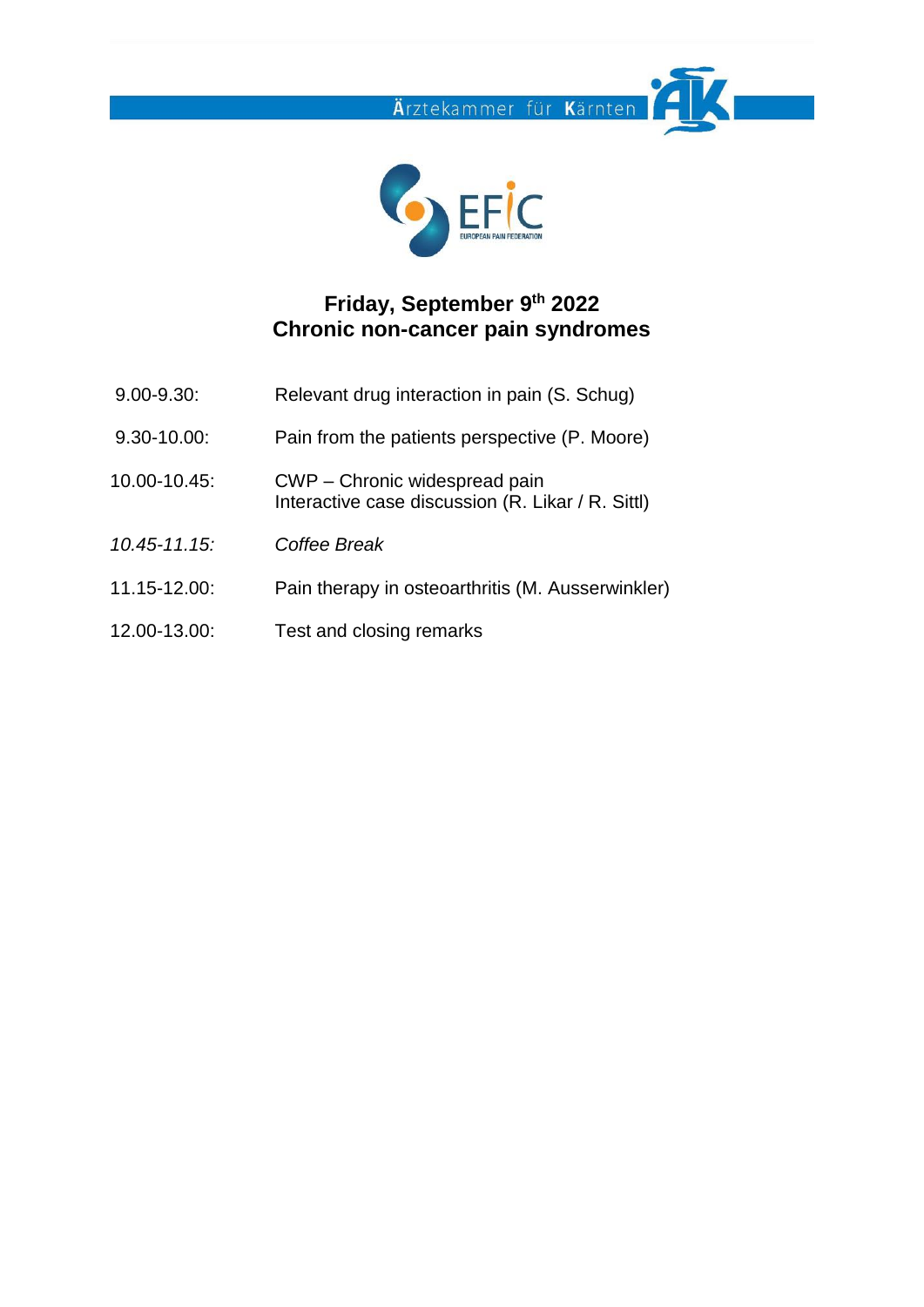Ärztekammer für Kärnten

## Friday, September 9th 2022
## Chronic non-cancer pain syndromes

| | |
|---|---|
| 9.00-9.30: | Relevant drug interaction in pain (S. Schug) |
| 9.30-10.00: | Pain from the patients perspective (P. Moore) |
| 10.00-10.45: | CWP – Chronic widespread pain<br>Interactive case discussion (R. Likar / R. Sittl) |
| *10.45-11.15:* | *Coffee Break* |
| 11.15-12.00: | Pain therapy in osteoarthritis (M. Ausserwinkler) |
| 12.00-13.00: | Test and closing remarks |